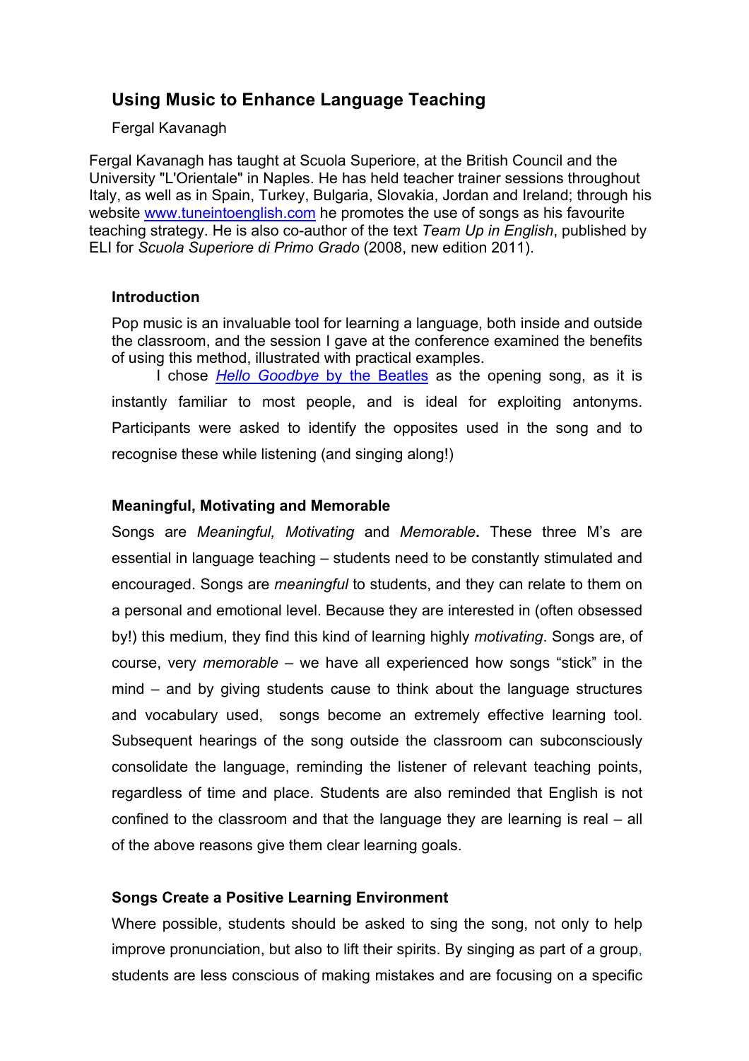# Using Music to Enhance Language Teaching

Fergal Kavanagh

Fergal Kavanagh has taught at Scuola Superiore, at the British Council and the University "L'Orientale" in Naples. He has held teacher trainer sessions throughout Italy, as well as in Spain, Turkey, Bulgaria, Slovakia, Jordan and Ireland; through his website www.tuneintoenglish.com he promotes the use of songs as his favourite teaching strategy. He is also co-author of the text *Team Up in English*, published by ELI for *Scuola Superiore di Primo Grado* (2008, new edition 2011).

## Introduction

Pop music is an invaluable tool for learning a language, both inside and outside the classroom, and the session I gave at the conference examined the benefits of using this method, illustrated with practical examples.

I chose *Hello Goodbye* by the Beatles as the opening song, as it is instantly familiar to most people, and is ideal for exploiting antonyms. Participants were asked to identify the opposites used in the song and to recognise these while listening (and singing along!)

## Meaningful, Motivating and Memorable

Songs are *Meaningful, Motivating* and *Memorable***.** These three M's are essential in language teaching – students need to be constantly stimulated and encouraged. Songs are *meaningful* to students, and they can relate to them on a personal and emotional level. Because they are interested in (often obsessed by!) this medium, they find this kind of learning highly *motivating*. Songs are, of course, very *memorable* – we have all experienced how songs "stick" in the mind – and by giving students cause to think about the language structures and vocabulary used, songs become an extremely effective learning tool. Subsequent hearings of the song outside the classroom can subconsciously consolidate the language, reminding the listener of relevant teaching points, regardless of time and place. Students are also reminded that English is not confined to the classroom and that the language they are learning is real – all of the above reasons give them clear learning goals.

## Songs Create a Positive Learning Environment

Where possible, students should be asked to sing the song, not only to help improve pronunciation, but also to lift their spirits. By singing as part of a group, students are less conscious of making mistakes and are focusing on a specific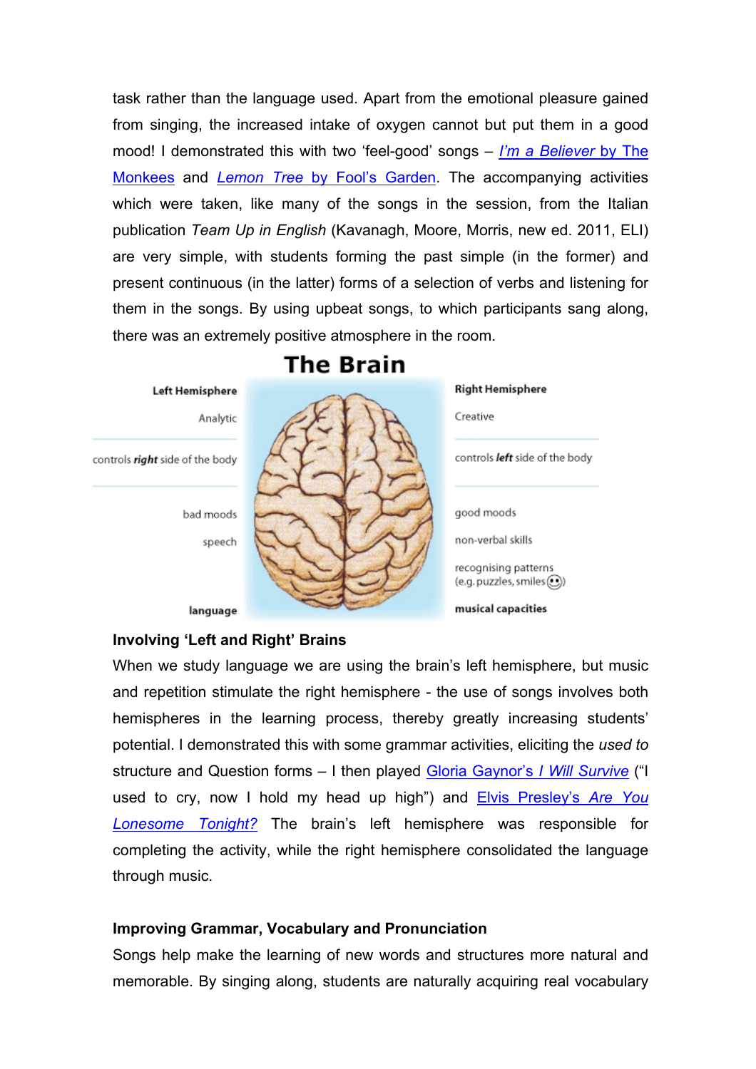task rather than the language used. Apart from the emotional pleasure gained from singing, the increased intake of oxygen cannot but put them in a good mood! I demonstrated this with two 'feel-good' songs – *I'm a Believer* by The Monkees and *Lemon Tree* by Fool's Garden. The accompanying activities which were taken, like many of the songs in the session, from the Italian publication *Team Up in English* (Kavanagh, Moore, Morris, new ed. 2011, ELI) are very simple, with students forming the past simple (in the former) and present continuous (in the latter) forms of a selection of verbs and listening for them in the songs. By using upbeat songs, to which participants sang along, there was an extremely positive atmosphere in the room.

**The Brain**

| Left Hemisphere | Right Hemisphere |
|---|---|
| Analytic | Creative |
| controls ***right*** side of the body | controls ***left*** side of the body |
| bad moods | good moods |
| speech | non-verbal skills |
| | recognising patterns (e.g. puzzles, smiles ☺) |
| **language** | **musical capacities** |

### Involving 'Left and Right' Brains

When we study language we are using the brain's left hemisphere, but music and repetition stimulate the right hemisphere - the use of songs involves both hemispheres in the learning process, thereby greatly increasing students' potential. I demonstrated this with some grammar activities, eliciting the *used to* structure and Question forms – I then played Gloria Gaynor's *I Will Survive* ("I used to cry, now I hold my head up high") and Elvis Presley's *Are You Lonesome Tonight?* The brain's left hemisphere was responsible for completing the activity, while the right hemisphere consolidated the language through music.

### Improving Grammar, Vocabulary and Pronunciation

Songs help make the learning of new words and structures more natural and memorable. By singing along, students are naturally acquiring real vocabulary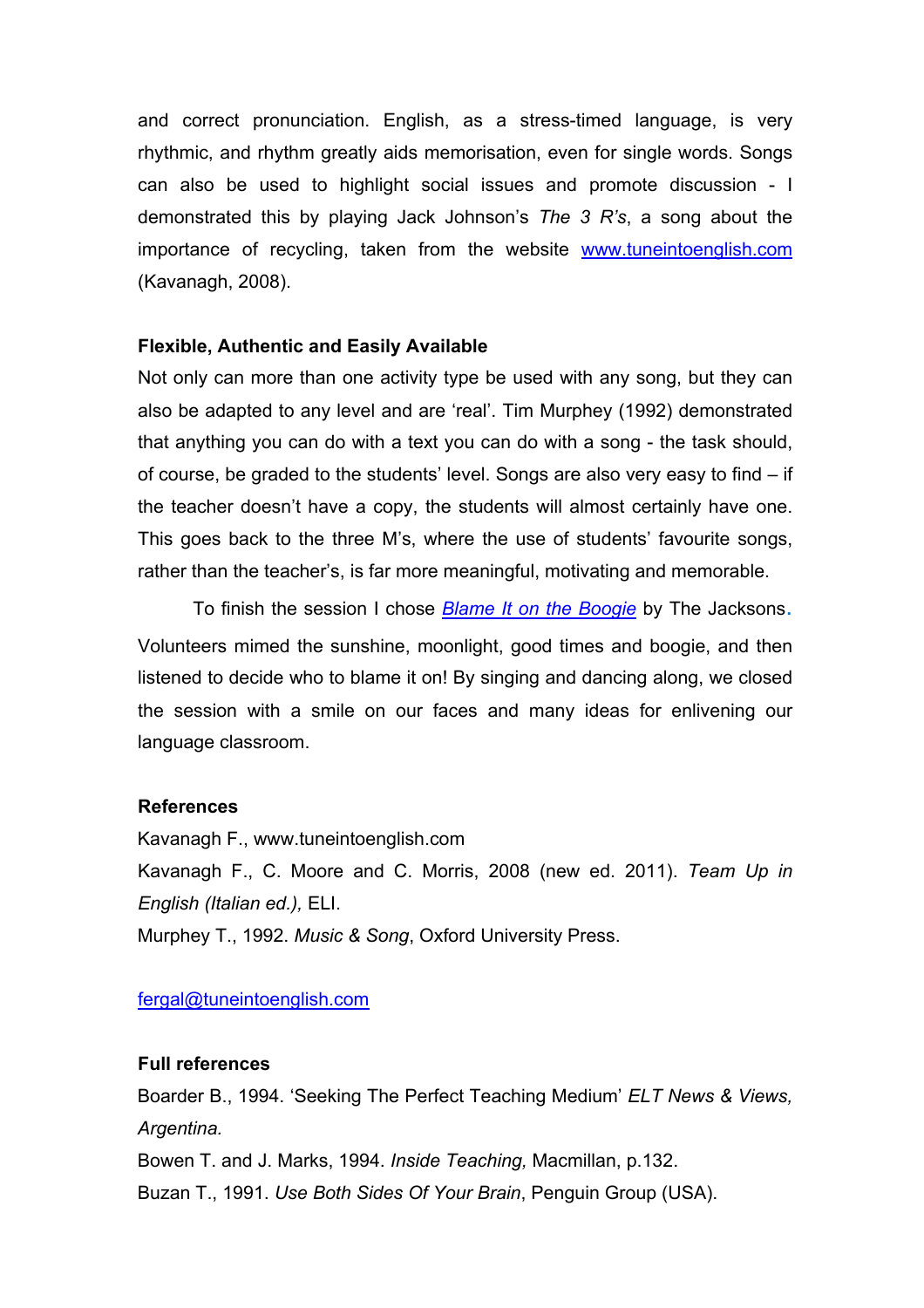and correct pronunciation. English, as a stress-timed language, is very rhythmic, and rhythm greatly aids memorisation, even for single words. Songs can also be used to highlight social issues and promote discussion - I demonstrated this by playing Jack Johnson's *The 3 R's*, a song about the importance of recycling, taken from the website [www.tuneintoenglish.com](http://www.tuneintoenglish.com) (Kavanagh, 2008).

**Flexible, Authentic and Easily Available**

Not only can more than one activity type be used with any song, but they can also be adapted to any level and are 'real'. Tim Murphey (1992) demonstrated that anything you can do with a text you can do with a song - the task should, of course, be graded to the students' level. Songs are also very easy to find – if the teacher doesn't have a copy, the students will almost certainly have one. This goes back to the three M's, where the use of students' favourite songs, rather than the teacher's, is far more meaningful, motivating and memorable.

To finish the session I chose ***Blame It on the Boogie*** by The Jacksons. Volunteers mimed the sunshine, moonlight, good times and boogie, and then listened to decide who to blame it on! By singing and dancing along, we closed the session with a smile on our faces and many ideas for enlivening our language classroom.

**References**

Kavanagh F., www.tuneintoenglish.com

Kavanagh F., C. Moore and C. Morris, 2008 (new ed. 2011). *Team Up in English (Italian ed.),* ELI.

Murphey T., 1992. *Music & Song*, Oxford University Press.

[fergal@tuneintoenglish.com](mailto:fergal@tuneintoenglish.com)

**Full references**

Boarder B., 1994. 'Seeking The Perfect Teaching Medium' *ELT News & Views, Argentina.*

Bowen T. and J. Marks, 1994. *Inside Teaching,* Macmillan, p.132.

Buzan T., 1991. *Use Both Sides Of Your Brain*, Penguin Group (USA).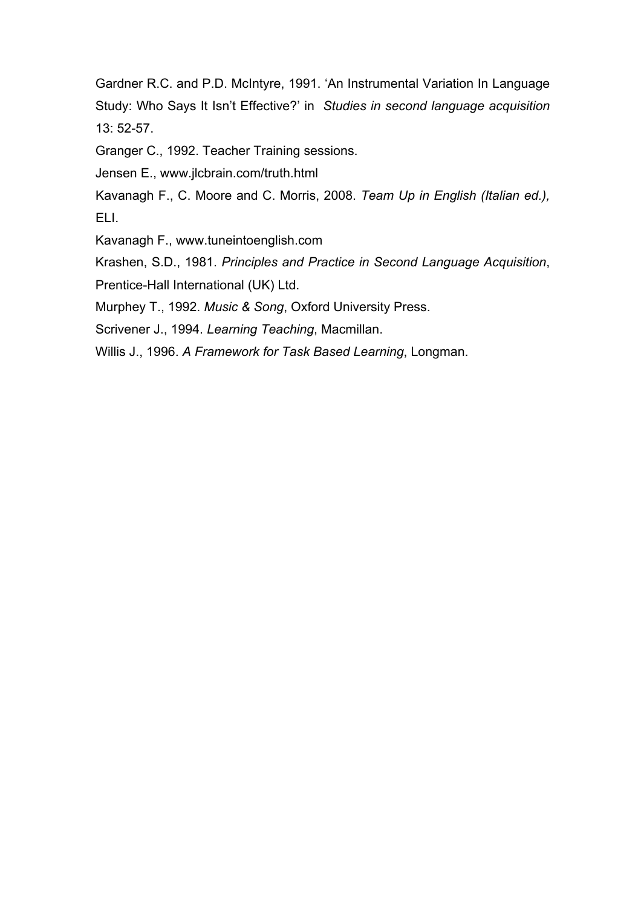Gardner R.C. and P.D. McIntyre, 1991. 'An Instrumental Variation In Language Study: Who Says It Isn't Effective?' in *Studies in second language acquisition* 13: 52-57.

Granger C., 1992. Teacher Training sessions.

Jensen E., www.jlcbrain.com/truth.html

Kavanagh F., C. Moore and C. Morris, 2008. *Team Up in English (Italian ed.),* ELI.

Kavanagh F., www.tuneintoenglish.com

Krashen, S.D., 1981. *Principles and Practice in Second Language Acquisition*, Prentice-Hall International (UK) Ltd.

Murphey T., 1992. *Music & Song*, Oxford University Press.

Scrivener J., 1994. *Learning Teaching*, Macmillan.

Willis J., 1996. *A Framework for Task Based Learning*, Longman.